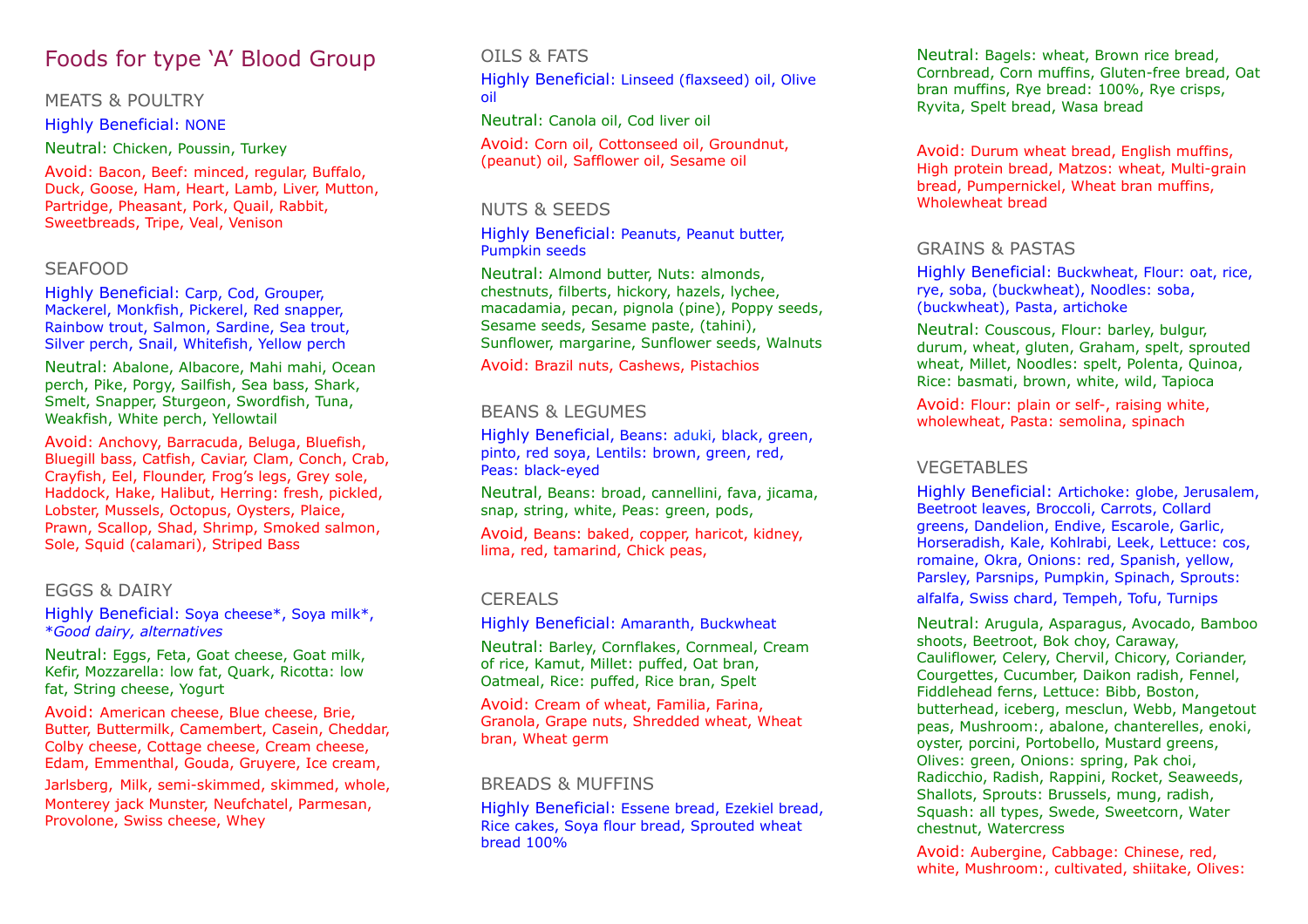# Foods for type 'A' Blood Group

## MEATS & POULTRY

Highly Beneficial: NONE

Neutral: Chicken, Poussin, Turkey

Avoid: Bacon, Beef: minced, regular, Buffalo, Duck, Goose, Ham, Heart, Lamb, Liver, Mutton, Partridge, Pheasant, Pork, Quail, Rabbit, Sweetbreads, Tripe, Veal, Venison

## SEAFOOD

Highly Beneficial: Carp, Cod, Grouper, Mackerel, Monkfish, Pickerel, Red snapper, Rainbow trout, Salmon, Sardine, Sea trout, Silver perch, Snail, Whitefish, Yellow perch

Neutral: Abalone, Albacore, Mahi mahi, Ocean perch, Pike, Porgy, Sailfish, Sea bass, Shark, Smelt, Snapper, Sturgeon, Swordfish, Tuna, Weakfish, White perch, Yellowtail

Avoid: Anchovy, Barracuda, Beluga, Bluefish, Bluegill bass, Catfish, Caviar, Clam, Conch, Crab, Crayfish, Eel, Flounder, Frog's legs, Grey sole, Haddock, Hake, Halibut, Herring: fresh, pickled, Lobster, Mussels, Octopus, Oysters, Plaice, Prawn, Scallop, Shad, Shrimp, Smoked salmon, Sole, Squid (calamari), Striped Bass

## EGGS & DAIRY

Highly Beneficial: Soya cheese*, Soya milk*, *\*Good dairy, alternatives*

Neutral: Eggs, Feta, Goat cheese, Goat milk, Kefir, Mozzarella: low fat, Quark, Ricotta: low fat, String cheese, Yogurt

Avoid: American cheese, Blue cheese, Brie, Butter, Buttermilk, Camembert, Casein, Cheddar, Colby cheese, Cottage cheese, Cream cheese, Edam, Emmenthal, Gouda, Gruyere, Ice cream, Jarlsberg, Milk, semi-skimmed, skimmed, whole, Monterey jack Munster, Neufchatel, Parmesan, Provolone, Swiss cheese, Whey

## OILS & FATS

Highly Beneficial: Linseed (flaxseed) oil, Olive oil

Neutral: Canola oil, Cod liver oil

Avoid: Corn oil, Cottonseed oil, Groundnut, (peanut) oil, Safflower oil, Sesame oil

## NUTS & SEEDS

Highly Beneficial: Peanuts, Peanut butter, Pumpkin seeds

Neutral: Almond butter, Nuts: almonds, chestnuts, filberts, hickory, hazels, lychee, macadamia, pecan, pignola (pine), Poppy seeds, Sesame seeds, Sesame paste, (tahini), Sunflower, margarine, Sunflower seeds, Walnuts

Avoid: Brazil nuts, Cashews, Pistachios

## BEANS & LEGUMES

Highly Beneficial, Beans: aduki, black, green, pinto, red soya, Lentils: brown, green, red, Peas: black-eyed

Neutral, Beans: broad, cannellini, fava, jicama, snap, string, white, Peas: green, pods,

Avoid, Beans: baked, copper, haricot, kidney, lima, red, tamarind, Chick peas,

## CEREALS

Highly Beneficial: Amaranth, Buckwheat

Neutral: Barley, Cornflakes, Cornmeal, Cream of rice, Kamut, Millet: puffed, Oat bran, Oatmeal, Rice: puffed, Rice bran, Spelt

Avoid: Cream of wheat, Familia, Farina, Granola, Grape nuts, Shredded wheat, Wheat bran, Wheat germ

## BREADS & MUFFINS

Highly Beneficial: Essene bread, Ezekiel bread, Rice cakes, Soya flour bread, Sprouted wheat bread 100%

Neutral: Bagels: wheat, Brown rice bread, Cornbread, Corn muffins, Gluten-free bread, Oat bran muffins, Rye bread: 100%, Rye crisps, Ryvita, Spelt bread, Wasa bread

Avoid: Durum wheat bread, English muffins, High protein bread, Matzos: wheat, Multi-grain bread, Pumpernickel, Wheat bran muffins, Wholewheat bread

## GRAINS & PASTAS

Highly Beneficial: Buckwheat, Flour: oat, rice, rye, soba, (buckwheat), Noodles: soba, (buckwheat), Pasta, artichoke

Neutral: Couscous, Flour: barley, bulgur, durum, wheat, gluten, Graham, spelt, sprouted wheat, Millet, Noodles: spelt, Polenta, Quinoa, Rice: basmati, brown, white, wild, Tapioca

Avoid: Flour: plain or self-, raising white, wholewheat, Pasta: semolina, spinach

## VEGETABLES

Highly Beneficial: Artichoke: globe, Jerusalem, Beetroot leaves, Broccoli, Carrots, Collard greens, Dandelion, Endive, Escarole, Garlic, Horseradish, Kale, Kohlrabi, Leek, Lettuce: cos, romaine, Okra, Onions: red, Spanish, yellow, Parsley, Parsnips, Pumpkin, Spinach, Sprouts: alfalfa, Swiss chard, Tempeh, Tofu, Turnips

Neutral: Arugula, Asparagus, Avocado, Bamboo shoots, Beetroot, Bok choy, Caraway, Cauliflower, Celery, Chervil, Chicory, Coriander, Courgettes, Cucumber, Daikon radish, Fennel, Fiddlehead ferns, Lettuce: Bibb, Boston, butterhead, iceberg, mesclun, Webb, Mangetout peas, Mushroom:, abalone, chanterelles, enoki, oyster, porcini, Portobello, Mustard greens, Olives: green, Onions: spring, Pak choi, Radicchio, Radish, Rappini, Rocket, Seaweeds, Shallots, Sprouts: Brussels, mung, radish, Squash: all types, Swede, Sweetcorn, Water chestnut, Watercress

Avoid: Aubergine, Cabbage: Chinese, red, white, Mushroom:, cultivated, shiitake, Olives: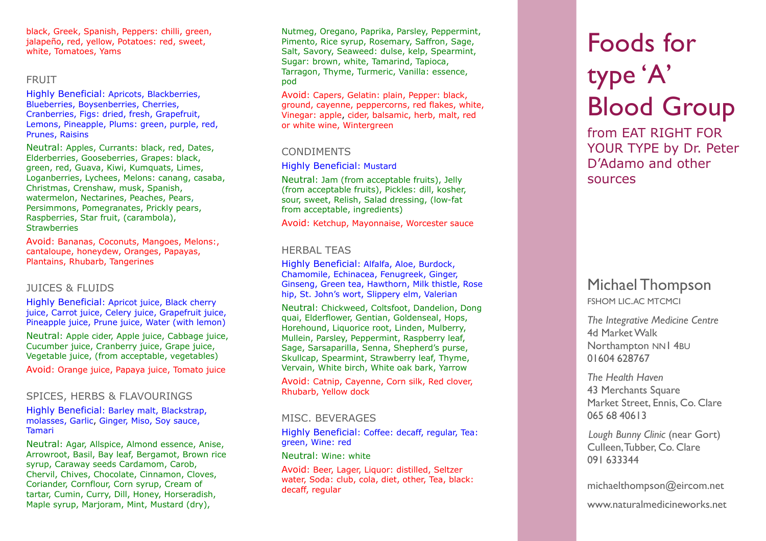black, Greek, Spanish, Peppers: chilli, green, jalapeño, red, yellow, Potatoes: red, sweet, white, Tomatoes, Yams

## FRUIT

Highly Beneficial: Apricots, Blackberries, Blueberries, Boysenberries, Cherries, Cranberries, Figs: dried, fresh, Grapefruit, Lemons, Pineapple, Plums: green, purple, red, Prunes, Raisins

Neutral: Apples, Currants: black, red, Dates, Elderberries, Gooseberries, Grapes: black, green, red, Guava, Kiwi, Kumquats, Limes, Loganberries, Lychees, Melons: canang, casaba, Christmas, Crenshaw, musk, Spanish, watermelon, Nectarines, Peaches, Pears, Persimmons, Pomegranates, Prickly pears, Raspberries, Star fruit, (carambola), Strawberries

Avoid: Bananas, Coconuts, Mangoes, Melons:, cantaloupe, honeydew, Oranges, Papayas, Plantains, Rhubarb, Tangerines

## JUICES & FLUIDS

Highly Beneficial: Apricot juice, Black cherry juice, Carrot juice, Celery juice, Grapefruit juice, Pineapple juice, Prune juice, Water (with lemon)

Neutral: Apple cider, Apple juice, Cabbage juice, Cucumber juice, Cranberry juice, Grape juice, Vegetable juice, (from acceptable, vegetables)

Avoid: Orange juice, Papaya juice, Tomato juice

## SPICES, HERBS & FLAVOURINGS

Highly Beneficial: Barley malt, Blackstrap, molasses, Garlic, Ginger, Miso, Soy sauce, Tamari

Neutral: Agar, Allspice, Almond essence, Anise, Arrowroot, Basil, Bay leaf, Bergamot, Brown rice syrup, Caraway seeds Cardamom, Carob, Chervil, Chives, Chocolate, Cinnamon, Cloves, Coriander, Cornflour, Corn syrup, Cream of tartar, Cumin, Curry, Dill, Honey, Horseradish, Maple syrup, Marjoram, Mint, Mustard (dry), Nutmeg, Oregano, Paprika, Parsley, Peppermint, Pimento, Rice syrup, Rosemary, Saffron, Sage, Salt, Savory, Seaweed: dulse, kelp, Spearmint, Sugar: brown, white, Tamarind, Tapioca, Tarragon, Thyme, Turmeric, Vanilla: essence, pod

Avoid: Capers, Gelatin: plain, Pepper: black, ground, cayenne, peppercorns, red flakes, white, Vinegar: apple, cider, balsamic, herb, malt, red or white wine, Wintergreen

## CONDIMENTS

Highly Beneficial: Mustard

Neutral: Jam (from acceptable fruits), Jelly (from acceptable fruits), Pickles: dill, kosher, sour, sweet, Relish, Salad dressing, (low-fat from acceptable, ingredients)

Avoid: Ketchup, Mayonnaise, Worcester sauce

## HERBAL TEAS

Highly Beneficial: Alfalfa, Aloe, Burdock, Chamomile, Echinacea, Fenugreek, Ginger, Ginseng, Green tea, Hawthorn, Milk thistle, Rose hip, St. John's wort, Slippery elm, Valerian

Neutral: Chickweed, Coltsfoot, Dandelion, Dong quai, Elderflower, Gentian, Goldenseal, Hops, Horehound, Liquorice root, Linden, Mulberry, Mullein, Parsley, Peppermint, Raspberry leaf, Sage, Sarsaparilla, Senna, Shepherd's purse, Skullcap, Spearmint, Strawberry leaf, Thyme, Vervain, White birch, White oak bark, Yarrow

Avoid: Catnip, Cayenne, Corn silk, Red clover, Rhubarb, Yellow dock

## MISC. BEVERAGES

Highly Beneficial: Coffee: decaff, regular, Tea: green, Wine: red

Neutral: Wine: white

Avoid: Beer, Lager, Liquor: distilled, Seltzer water, Soda: club, cola, diet, other, Tea, black: decaff, regular

# Foods for type 'A' Blood Group

from EAT RIGHT FOR YOUR TYPE by Dr. Peter D'Adamo and other sources

## Michael Thompson

FSHOM LIC.AC MTCMCI

*The Integrative Medicine Centre*
4d Market Walk
Northampton NN1 4BU
01604 628767

*The Health Haven*
43 Merchants Square
Market Street, Ennis, Co. Clare
065 68 40613

*Lough Bunny Clinic* (near Gort)
Culleen, Tubber, Co. Clare
091 633344

michaelthompson@eircom.net

www.naturalmedicineworks.net